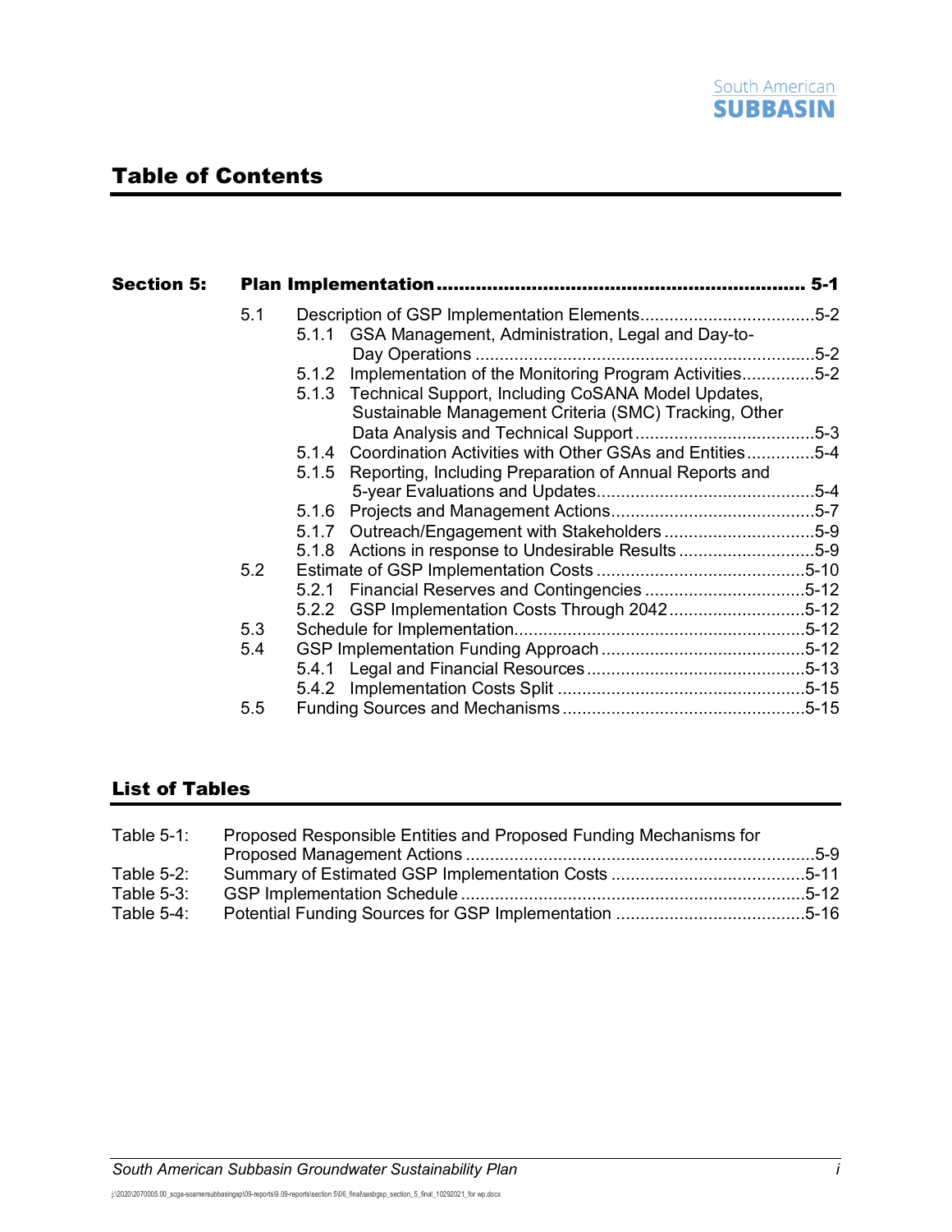# Table of Contents

**Section 5: Plan Implementation ................................................................ 5-1**

- 5.1 Description of GSP Implementation Elements....................................5-2
  - 5.1.1 GSA Management, Administration, Legal and Day-to-Day Operations .....................................................................5-2
  - 5.1.2 Implementation of the Monitoring Program Activities...............5-2
  - 5.1.3 Technical Support, Including CoSANA Model Updates, Sustainable Management Criteria (SMC) Tracking, Other Data Analysis and Technical Support .....................................5-3
  - 5.1.4 Coordination Activities with Other GSAs and Entities..............5-4
  - 5.1.5 Reporting, Including Preparation of Annual Reports and 5-year Evaluations and Updates.............................................5-4
  - 5.1.6 Projects and Management Actions...........................................5-7
  - 5.1.7 Outreach/Engagement with Stakeholders ................................5-9
  - 5.1.8 Actions in response to Undesirable Results ............................5-9
- 5.2 Estimate of GSP Implementation Costs ...........................................5-10
  - 5.2.1 Financial Reserves and Contingencies .................................5-12
  - 5.2.2 GSP Implementation Costs Through 2042............................5-12
- 5.3 Schedule for Implementation............................................................5-12
- 5.4 GSP Implementation Funding Approach ..........................................5-12
  - 5.4.1 Legal and Financial Resources .............................................5-13
  - 5.4.2 Implementation Costs Split ...................................................5-15
- 5.5 Funding Sources and Mechanisms ..................................................5-15

## List of Tables

| | | |
|---|---|---|
| Table 5-1: | Proposed Responsible Entities and Proposed Funding Mechanisms for Proposed Management Actions | 5-9 |
| Table 5-2: | Summary of Estimated GSP Implementation Costs | 5-11 |
| Table 5-3: | GSP Implementation Schedule | 5-12 |
| Table 5-4: | Potential Funding Sources for GSP Implementation | 5-16 |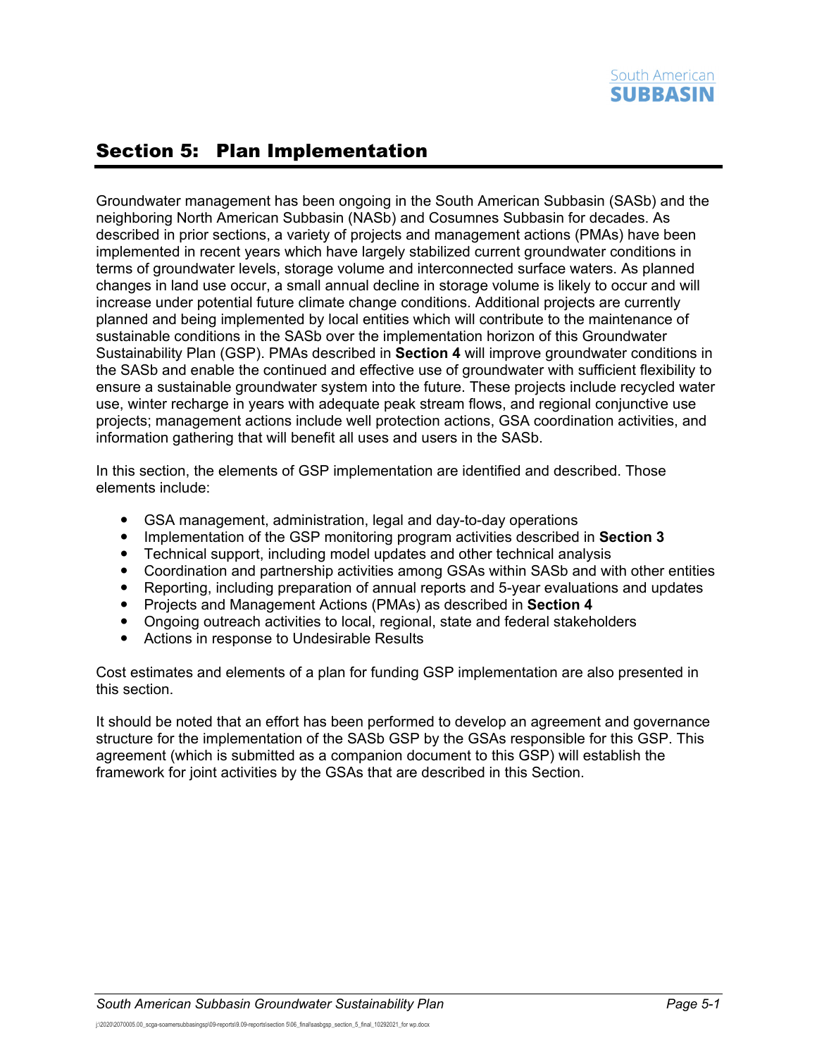# Section 5: Plan Implementation

Groundwater management has been ongoing in the South American Subbasin (SASb) and the neighboring North American Subbasin (NASb) and Cosumnes Subbasin for decades. As described in prior sections, a variety of projects and management actions (PMAs) have been implemented in recent years which have largely stabilized current groundwater conditions in terms of groundwater levels, storage volume and interconnected surface waters. As planned changes in land use occur, a small annual decline in storage volume is likely to occur and will increase under potential future climate change conditions. Additional projects are currently planned and being implemented by local entities which will contribute to the maintenance of sustainable conditions in the SASb over the implementation horizon of this Groundwater Sustainability Plan (GSP). PMAs described in **Section 4** will improve groundwater conditions in the SASb and enable the continued and effective use of groundwater with sufficient flexibility to ensure a sustainable groundwater system into the future. These projects include recycled water use, winter recharge in years with adequate peak stream flows, and regional conjunctive use projects; management actions include well protection actions, GSA coordination activities, and information gathering that will benefit all uses and users in the SASb.

In this section, the elements of GSP implementation are identified and described. Those elements include:

- GSA management, administration, legal and day-to-day operations
- Implementation of the GSP monitoring program activities described in **Section 3**
- Technical support, including model updates and other technical analysis
- Coordination and partnership activities among GSAs within SASb and with other entities
- Reporting, including preparation of annual reports and 5-year evaluations and updates
- Projects and Management Actions (PMAs) as described in **Section 4**
- Ongoing outreach activities to local, regional, state and federal stakeholders
- Actions in response to Undesirable Results

Cost estimates and elements of a plan for funding GSP implementation are also presented in this section.

It should be noted that an effort has been performed to develop an agreement and governance structure for the implementation of the SASb GSP by the GSAs responsible for this GSP. This agreement (which is submitted as a companion document to this GSP) will establish the framework for joint activities by the GSAs that are described in this Section.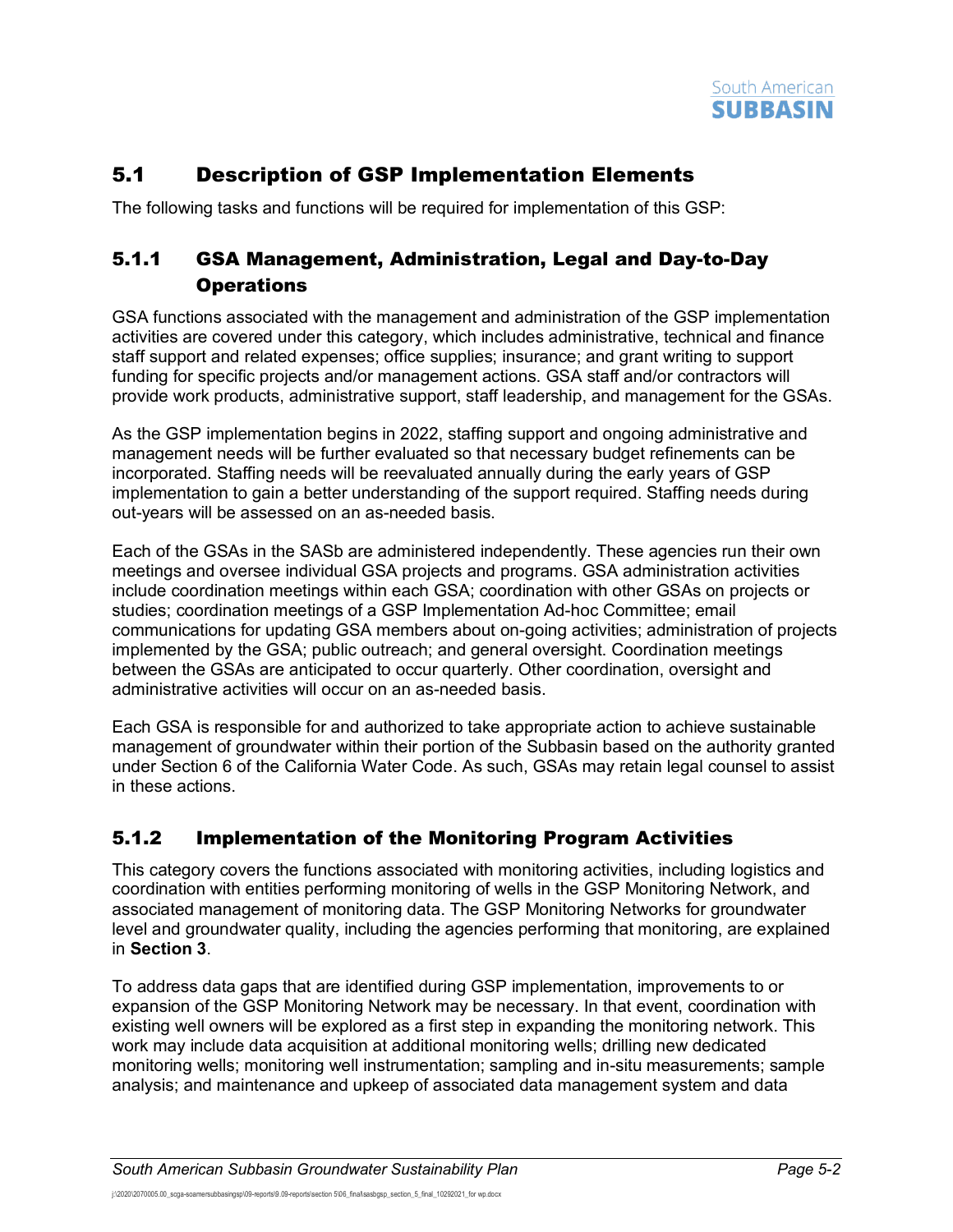## 5.1 Description of GSP Implementation Elements

The following tasks and functions will be required for implementation of this GSP:

### 5.1.1 GSA Management, Administration, Legal and Day-to-Day Operations

GSA functions associated with the management and administration of the GSP implementation activities are covered under this category, which includes administrative, technical and finance staff support and related expenses; office supplies; insurance; and grant writing to support funding for specific projects and/or management actions. GSA staff and/or contractors will provide work products, administrative support, staff leadership, and management for the GSAs.

As the GSP implementation begins in 2022, staffing support and ongoing administrative and management needs will be further evaluated so that necessary budget refinements can be incorporated. Staffing needs will be reevaluated annually during the early years of GSP implementation to gain a better understanding of the support required. Staffing needs during out-years will be assessed on an as-needed basis.

Each of the GSAs in the SASb are administered independently. These agencies run their own meetings and oversee individual GSA projects and programs. GSA administration activities include coordination meetings within each GSA; coordination with other GSAs on projects or studies; coordination meetings of a GSP Implementation Ad-hoc Committee; email communications for updating GSA members about on-going activities; administration of projects implemented by the GSA; public outreach; and general oversight. Coordination meetings between the GSAs are anticipated to occur quarterly. Other coordination, oversight and administrative activities will occur on an as-needed basis.

Each GSA is responsible for and authorized to take appropriate action to achieve sustainable management of groundwater within their portion of the Subbasin based on the authority granted under Section 6 of the California Water Code. As such, GSAs may retain legal counsel to assist in these actions.

### 5.1.2 Implementation of the Monitoring Program Activities

This category covers the functions associated with monitoring activities, including logistics and coordination with entities performing monitoring of wells in the GSP Monitoring Network, and associated management of monitoring data. The GSP Monitoring Networks for groundwater level and groundwater quality, including the agencies performing that monitoring, are explained in **Section 3**.

To address data gaps that are identified during GSP implementation, improvements to or expansion of the GSP Monitoring Network may be necessary. In that event, coordination with existing well owners will be explored as a first step in expanding the monitoring network. This work may include data acquisition at additional monitoring wells; drilling new dedicated monitoring wells; monitoring well instrumentation; sampling and in-situ measurements; sample analysis; and maintenance and upkeep of associated data management system and data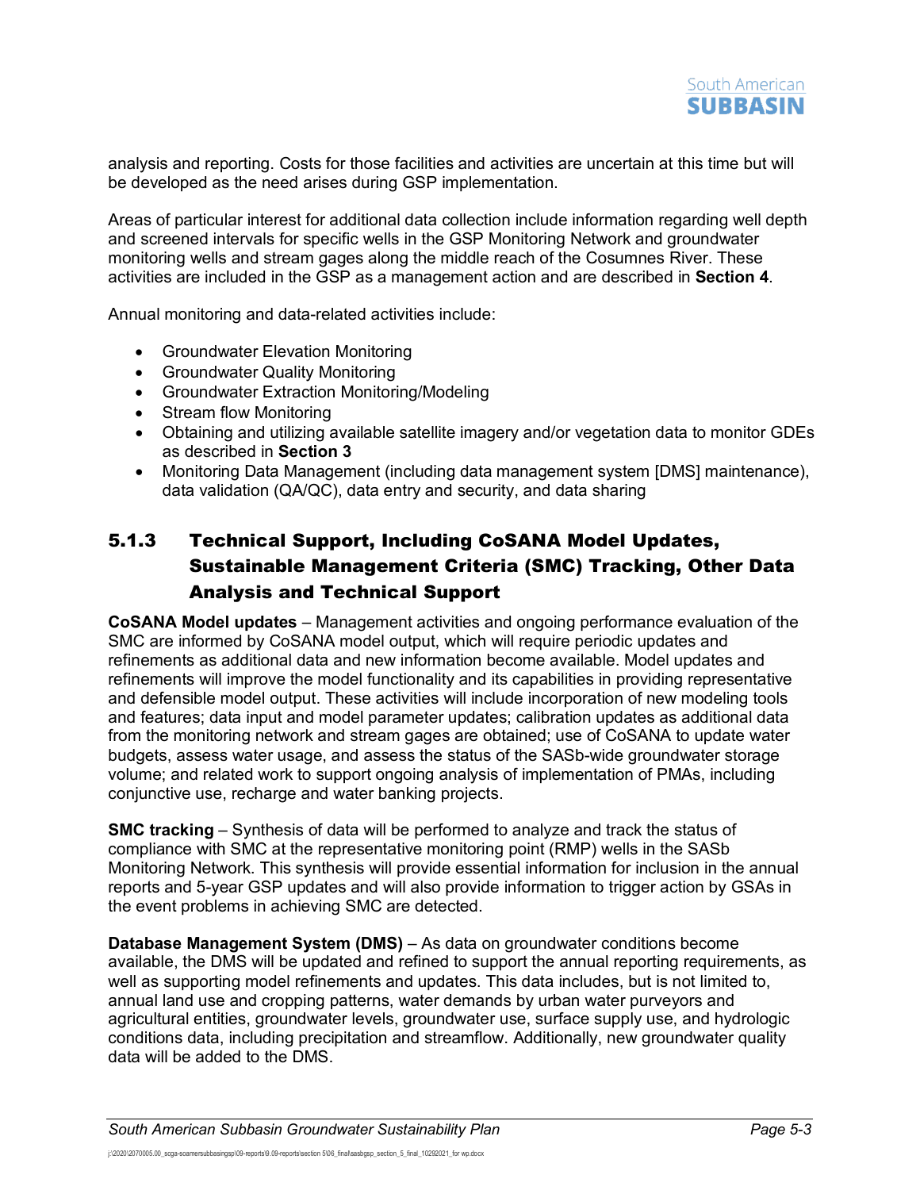analysis and reporting. Costs for those facilities and activities are uncertain at this time but will be developed as the need arises during GSP implementation.

Areas of particular interest for additional data collection include information regarding well depth and screened intervals for specific wells in the GSP Monitoring Network and groundwater monitoring wells and stream gages along the middle reach of the Cosumnes River. These activities are included in the GSP as a management action and are described in **Section 4**.

Annual monitoring and data-related activities include:

- Groundwater Elevation Monitoring
- Groundwater Quality Monitoring
- Groundwater Extraction Monitoring/Modeling
- Stream flow Monitoring
- Obtaining and utilizing available satellite imagery and/or vegetation data to monitor GDEs as described in **Section 3**
- Monitoring Data Management (including data management system [DMS] maintenance), data validation (QA/QC), data entry and security, and data sharing

### 5.1.3 Technical Support, Including CoSANA Model Updates, Sustainable Management Criteria (SMC) Tracking, Other Data Analysis and Technical Support

**CoSANA Model updates** – Management activities and ongoing performance evaluation of the SMC are informed by CoSANA model output, which will require periodic updates and refinements as additional data and new information become available. Model updates and refinements will improve the model functionality and its capabilities in providing representative and defensible model output. These activities will include incorporation of new modeling tools and features; data input and model parameter updates; calibration updates as additional data from the monitoring network and stream gages are obtained; use of CoSANA to update water budgets, assess water usage, and assess the status of the SASb-wide groundwater storage volume; and related work to support ongoing analysis of implementation of PMAs, including conjunctive use, recharge and water banking projects.

**SMC tracking** – Synthesis of data will be performed to analyze and track the status of compliance with SMC at the representative monitoring point (RMP) wells in the SASb Monitoring Network. This synthesis will provide essential information for inclusion in the annual reports and 5-year GSP updates and will also provide information to trigger action by GSAs in the event problems in achieving SMC are detected.

**Database Management System (DMS)** – As data on groundwater conditions become available, the DMS will be updated and refined to support the annual reporting requirements, as well as supporting model refinements and updates. This data includes, but is not limited to, annual land use and cropping patterns, water demands by urban water purveyors and agricultural entities, groundwater levels, groundwater use, surface supply use, and hydrologic conditions data, including precipitation and streamflow. Additionally, new groundwater quality data will be added to the DMS.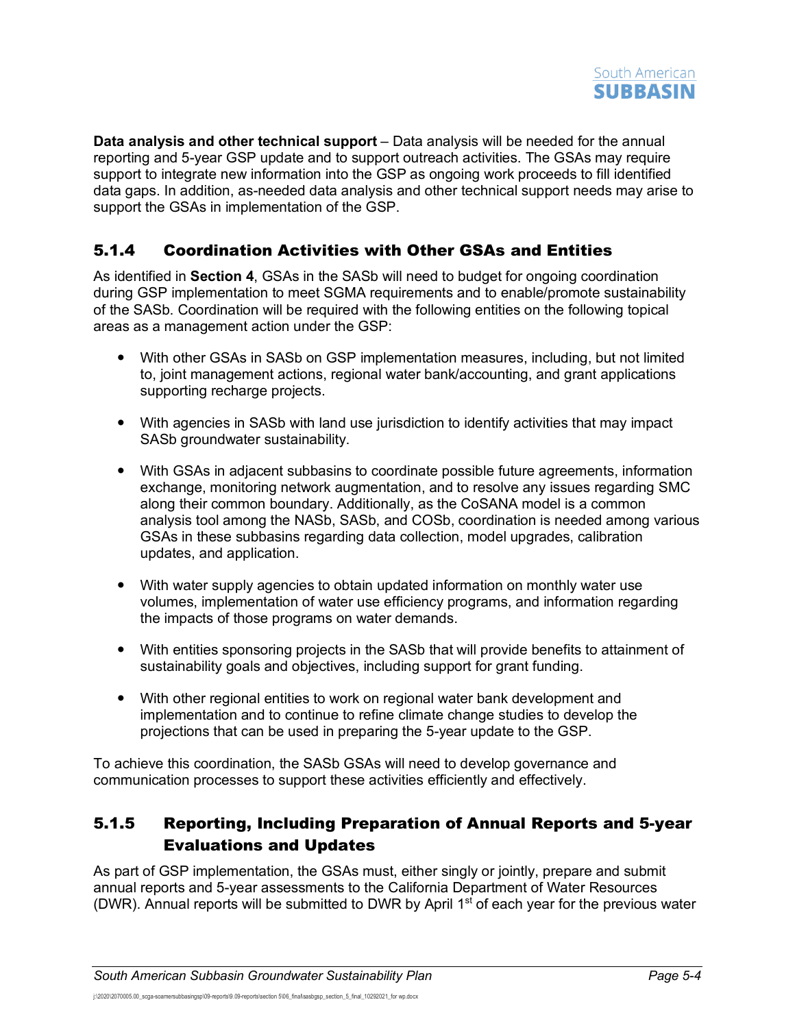**Data analysis and other technical support** – Data analysis will be needed for the annual reporting and 5-year GSP update and to support outreach activities. The GSAs may require support to integrate new information into the GSP as ongoing work proceeds to fill identified data gaps. In addition, as-needed data analysis and other technical support needs may arise to support the GSAs in implementation of the GSP.

### 5.1.4 Coordination Activities with Other GSAs and Entities

As identified in **Section 4**, GSAs in the SASb will need to budget for ongoing coordination during GSP implementation to meet SGMA requirements and to enable/promote sustainability of the SASb. Coordination will be required with the following entities on the following topical areas as a management action under the GSP:

- With other GSAs in SASb on GSP implementation measures, including, but not limited to, joint management actions, regional water bank/accounting, and grant applications supporting recharge projects.
- With agencies in SASb with land use jurisdiction to identify activities that may impact SASb groundwater sustainability.
- With GSAs in adjacent subbasins to coordinate possible future agreements, information exchange, monitoring network augmentation, and to resolve any issues regarding SMC along their common boundary. Additionally, as the CoSANA model is a common analysis tool among the NASb, SASb, and COSb, coordination is needed among various GSAs in these subbasins regarding data collection, model upgrades, calibration updates, and application.
- With water supply agencies to obtain updated information on monthly water use volumes, implementation of water use efficiency programs, and information regarding the impacts of those programs on water demands.
- With entities sponsoring projects in the SASb that will provide benefits to attainment of sustainability goals and objectives, including support for grant funding.
- With other regional entities to work on regional water bank development and implementation and to continue to refine climate change studies to develop the projections that can be used in preparing the 5-year update to the GSP.

To achieve this coordination, the SASb GSAs will need to develop governance and communication processes to support these activities efficiently and effectively.

### 5.1.5 Reporting, Including Preparation of Annual Reports and 5-year Evaluations and Updates

As part of GSP implementation, the GSAs must, either singly or jointly, prepare and submit annual reports and 5-year assessments to the California Department of Water Resources (DWR). Annual reports will be submitted to DWR by April 1st of each year for the previous water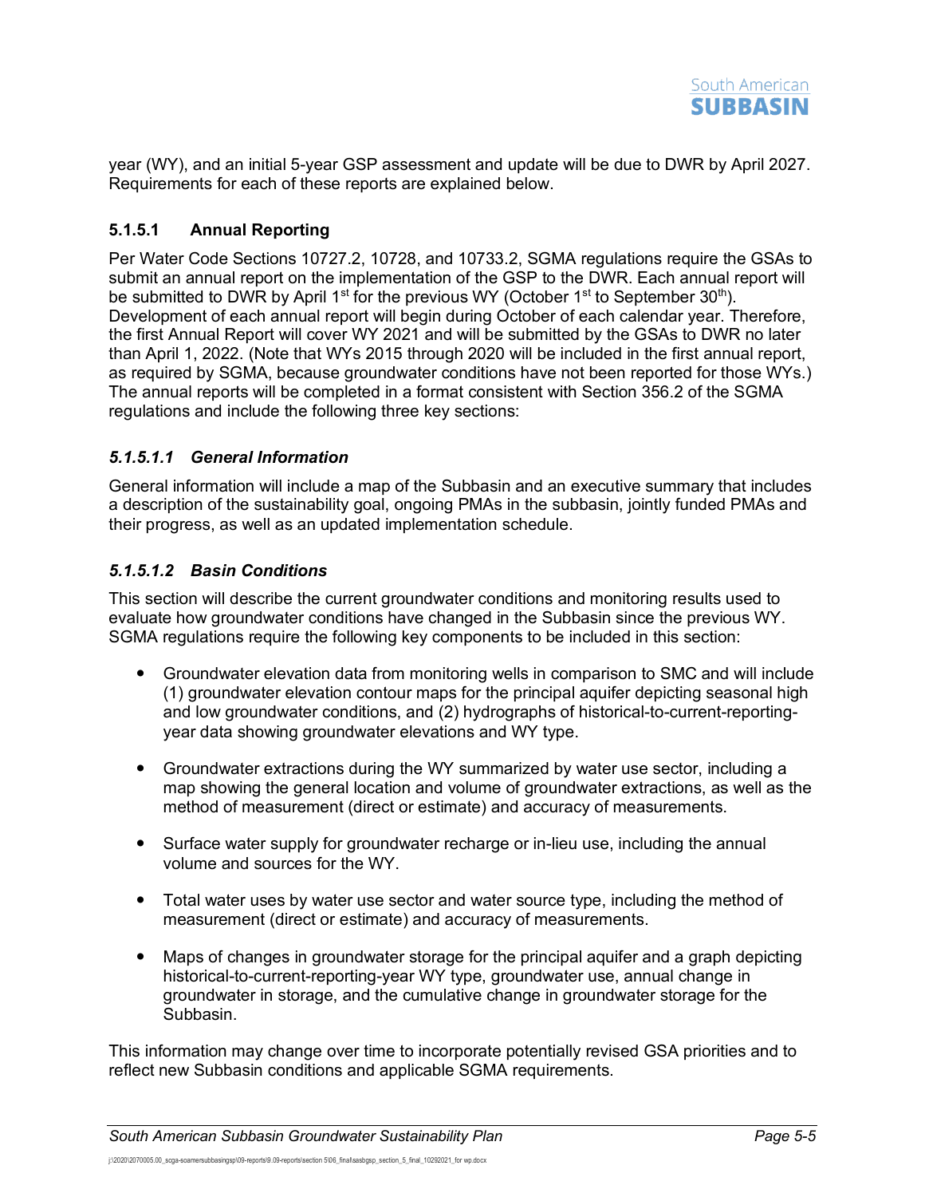year (WY), and an initial 5-year GSP assessment and update will be due to DWR by April 2027. Requirements for each of these reports are explained below.

### 5.1.5.1 Annual Reporting

Per Water Code Sections 10727.2, 10728, and 10733.2, SGMA regulations require the GSAs to submit an annual report on the implementation of the GSP to the DWR. Each annual report will be submitted to DWR by April 1st for the previous WY (October 1st to September 30th). Development of each annual report will begin during October of each calendar year. Therefore, the first Annual Report will cover WY 2021 and will be submitted by the GSAs to DWR no later than April 1, 2022. (Note that WYs 2015 through 2020 will be included in the first annual report, as required by SGMA, because groundwater conditions have not been reported for those WYs.) The annual reports will be completed in a format consistent with Section 356.2 of the SGMA regulations and include the following three key sections:

#### *5.1.5.1.1 General Information*

General information will include a map of the Subbasin and an executive summary that includes a description of the sustainability goal, ongoing PMAs in the subbasin, jointly funded PMAs and their progress, as well as an updated implementation schedule.

#### *5.1.5.1.2 Basin Conditions*

This section will describe the current groundwater conditions and monitoring results used to evaluate how groundwater conditions have changed in the Subbasin since the previous WY. SGMA regulations require the following key components to be included in this section:

- Groundwater elevation data from monitoring wells in comparison to SMC and will include (1) groundwater elevation contour maps for the principal aquifer depicting seasonal high and low groundwater conditions, and (2) hydrographs of historical-to-current-reporting-year data showing groundwater elevations and WY type.

- Groundwater extractions during the WY summarized by water use sector, including a map showing the general location and volume of groundwater extractions, as well as the method of measurement (direct or estimate) and accuracy of measurements.

- Surface water supply for groundwater recharge or in-lieu use, including the annual volume and sources for the WY.

- Total water uses by water use sector and water source type, including the method of measurement (direct or estimate) and accuracy of measurements.

- Maps of changes in groundwater storage for the principal aquifer and a graph depicting historical-to-current-reporting-year WY type, groundwater use, annual change in groundwater in storage, and the cumulative change in groundwater storage for the Subbasin.

This information may change over time to incorporate potentially revised GSA priorities and to reflect new Subbasin conditions and applicable SGMA requirements.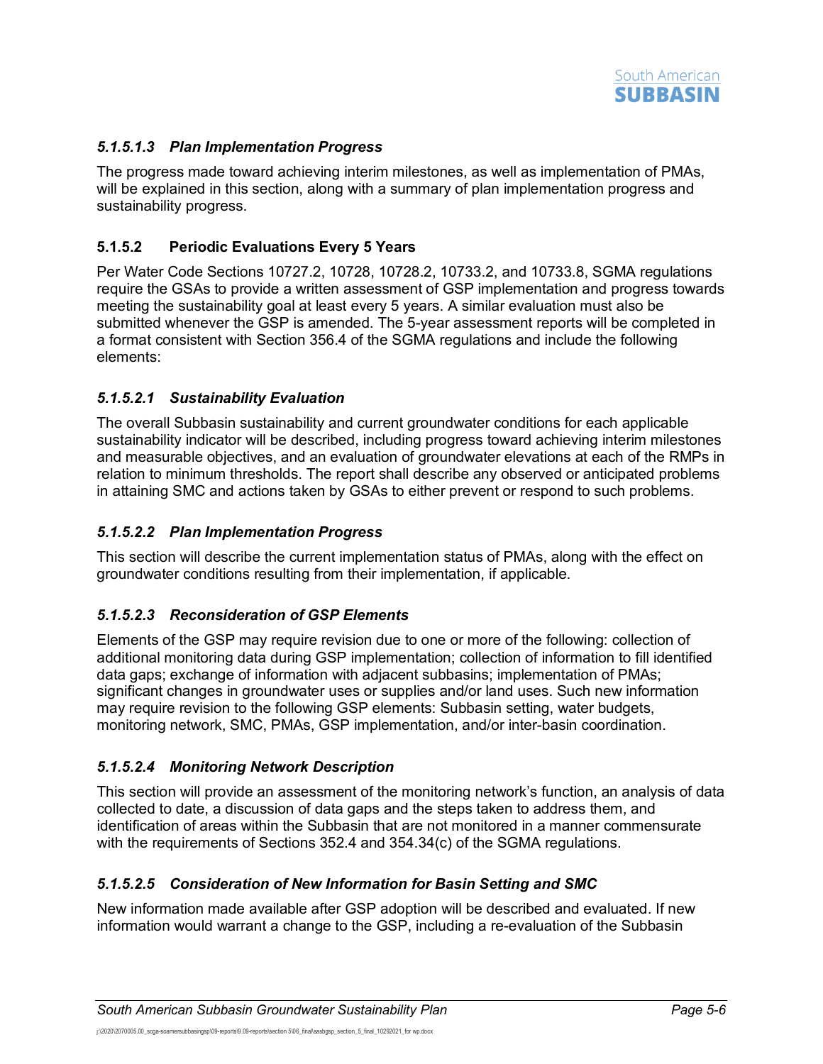#### *5.1.5.1.3 Plan Implementation Progress*

The progress made toward achieving interim milestones, as well as implementation of PMAs, will be explained in this section, along with a summary of plan implementation progress and sustainability progress.

### 5.1.5.2 Periodic Evaluations Every 5 Years

Per Water Code Sections 10727.2, 10728, 10728.2, 10733.2, and 10733.8, SGMA regulations require the GSAs to provide a written assessment of GSP implementation and progress towards meeting the sustainability goal at least every 5 years. A similar evaluation must also be submitted whenever the GSP is amended. The 5-year assessment reports will be completed in a format consistent with Section 356.4 of the SGMA regulations and include the following elements:

#### *5.1.5.2.1 Sustainability Evaluation*

The overall Subbasin sustainability and current groundwater conditions for each applicable sustainability indicator will be described, including progress toward achieving interim milestones and measurable objectives, and an evaluation of groundwater elevations at each of the RMPs in relation to minimum thresholds. The report shall describe any observed or anticipated problems in attaining SMC and actions taken by GSAs to either prevent or respond to such problems.

#### *5.1.5.2.2 Plan Implementation Progress*

This section will describe the current implementation status of PMAs, along with the effect on groundwater conditions resulting from their implementation, if applicable.

#### *5.1.5.2.3 Reconsideration of GSP Elements*

Elements of the GSP may require revision due to one or more of the following: collection of additional monitoring data during GSP implementation; collection of information to fill identified data gaps; exchange of information with adjacent subbasins; implementation of PMAs; significant changes in groundwater uses or supplies and/or land uses. Such new information may require revision to the following GSP elements: Subbasin setting, water budgets, monitoring network, SMC, PMAs, GSP implementation, and/or inter-basin coordination.

#### *5.1.5.2.4 Monitoring Network Description*

This section will provide an assessment of the monitoring network's function, an analysis of data collected to date, a discussion of data gaps and the steps taken to address them, and identification of areas within the Subbasin that are not monitored in a manner commensurate with the requirements of Sections 352.4 and 354.34(c) of the SGMA regulations.

#### *5.1.5.2.5 Consideration of New Information for Basin Setting and SMC*

New information made available after GSP adoption will be described and evaluated. If new information would warrant a change to the GSP, including a re-evaluation of the Subbasin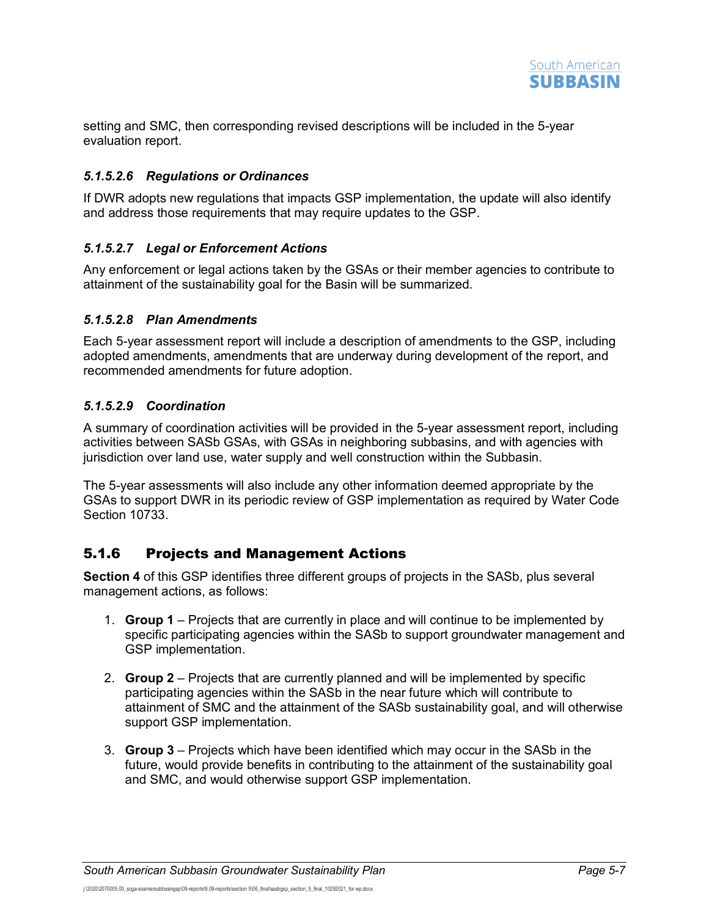setting and SMC, then corresponding revised descriptions will be included in the 5-year evaluation report.

#### *5.1.5.2.6 Regulations or Ordinances*

If DWR adopts new regulations that impacts GSP implementation, the update will also identify and address those requirements that may require updates to the GSP.

#### *5.1.5.2.7 Legal or Enforcement Actions*

Any enforcement or legal actions taken by the GSAs or their member agencies to contribute to attainment of the sustainability goal for the Basin will be summarized.

#### *5.1.5.2.8 Plan Amendments*

Each 5-year assessment report will include a description of amendments to the GSP, including adopted amendments, amendments that are underway during development of the report, and recommended amendments for future adoption.

#### *5.1.5.2.9 Coordination*

A summary of coordination activities will be provided in the 5-year assessment report, including activities between SASb GSAs, with GSAs in neighboring subbasins, and with agencies with jurisdiction over land use, water supply and well construction within the Subbasin.

The 5-year assessments will also include any other information deemed appropriate by the GSAs to support DWR in its periodic review of GSP implementation as required by Water Code Section 10733.

### 5.1.6 Projects and Management Actions

**Section 4** of this GSP identifies three different groups of projects in the SASb, plus several management actions, as follows:

1. **Group 1** – Projects that are currently in place and will continue to be implemented by specific participating agencies within the SASb to support groundwater management and GSP implementation.
2. **Group 2** – Projects that are currently planned and will be implemented by specific participating agencies within the SASb in the near future which will contribute to attainment of SMC and the attainment of the SASb sustainability goal, and will otherwise support GSP implementation.
3. **Group 3** – Projects which have been identified which may occur in the SASb in the future, would provide benefits in contributing to the attainment of the sustainability goal and SMC, and would otherwise support GSP implementation.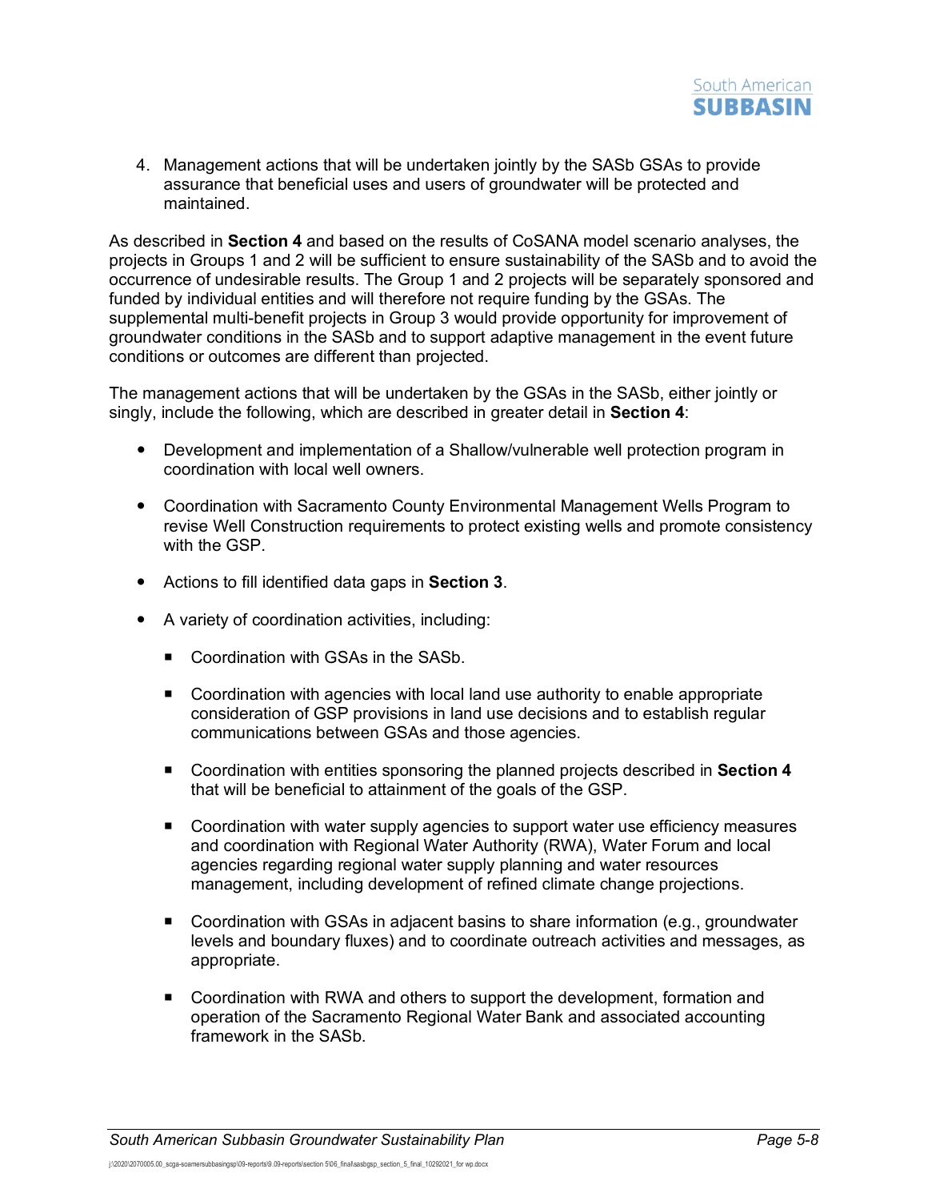4. Management actions that will be undertaken jointly by the SASb GSAs to provide assurance that beneficial uses and users of groundwater will be protected and maintained.

As described in **Section 4** and based on the results of CoSANA model scenario analyses, the projects in Groups 1 and 2 will be sufficient to ensure sustainability of the SASb and to avoid the occurrence of undesirable results. The Group 1 and 2 projects will be separately sponsored and funded by individual entities and will therefore not require funding by the GSAs. The supplemental multi-benefit projects in Group 3 would provide opportunity for improvement of groundwater conditions in the SASb and to support adaptive management in the event future conditions or outcomes are different than projected.

The management actions that will be undertaken by the GSAs in the SASb, either jointly or singly, include the following, which are described in greater detail in **Section 4**:

- Development and implementation of a Shallow/vulnerable well protection program in coordination with local well owners.
- Coordination with Sacramento County Environmental Management Wells Program to revise Well Construction requirements to protect existing wells and promote consistency with the GSP.
- Actions to fill identified data gaps in **Section 3**.
- A variety of coordination activities, including:
  - Coordination with GSAs in the SASb.
  - Coordination with agencies with local land use authority to enable appropriate consideration of GSP provisions in land use decisions and to establish regular communications between GSAs and those agencies.
  - Coordination with entities sponsoring the planned projects described in **Section 4** that will be beneficial to attainment of the goals of the GSP.
  - Coordination with water supply agencies to support water use efficiency measures and coordination with Regional Water Authority (RWA), Water Forum and local agencies regarding regional water supply planning and water resources management, including development of refined climate change projections.
  - Coordination with GSAs in adjacent basins to share information (e.g., groundwater levels and boundary fluxes) and to coordinate outreach activities and messages, as appropriate.
  - Coordination with RWA and others to support the development, formation and operation of the Sacramento Regional Water Bank and associated accounting framework in the SASb.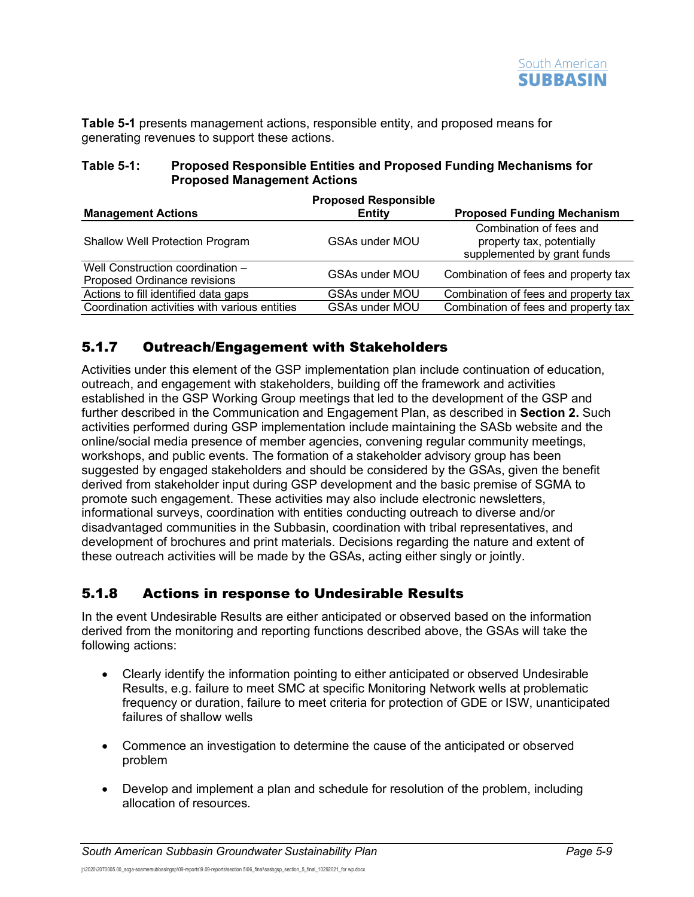**Table 5-1** presents management actions, responsible entity, and proposed means for generating revenues to support these actions.

**Table 5-1: Proposed Responsible Entities and Proposed Funding Mechanisms for Proposed Management Actions**

| Management Actions | Proposed Responsible Entity | Proposed Funding Mechanism |
|---|---|---|
| Shallow Well Protection Program | GSAs under MOU | Combination of fees and property tax, potentially supplemented by grant funds |
| Well Construction coordination – Proposed Ordinance revisions | GSAs under MOU | Combination of fees and property tax |
| Actions to fill identified data gaps | GSAs under MOU | Combination of fees and property tax |
| Coordination activities with various entities | GSAs under MOU | Combination of fees and property tax |

### 5.1.7 Outreach/Engagement with Stakeholders

Activities under this element of the GSP implementation plan include continuation of education, outreach, and engagement with stakeholders, building off the framework and activities established in the GSP Working Group meetings that led to the development of the GSP and further described in the Communication and Engagement Plan, as described in **Section 2.** Such activities performed during GSP implementation include maintaining the SASb website and the online/social media presence of member agencies, convening regular community meetings, workshops, and public events. The formation of a stakeholder advisory group has been suggested by engaged stakeholders and should be considered by the GSAs, given the benefit derived from stakeholder input during GSP development and the basic premise of SGMA to promote such engagement. These activities may also include electronic newsletters, informational surveys, coordination with entities conducting outreach to diverse and/or disadvantaged communities in the Subbasin, coordination with tribal representatives, and development of brochures and print materials. Decisions regarding the nature and extent of these outreach activities will be made by the GSAs, acting either singly or jointly.

### 5.1.8 Actions in response to Undesirable Results

In the event Undesirable Results are either anticipated or observed based on the information derived from the monitoring and reporting functions described above, the GSAs will take the following actions:

- Clearly identify the information pointing to either anticipated or observed Undesirable Results, e.g. failure to meet SMC at specific Monitoring Network wells at problematic frequency or duration, failure to meet criteria for protection of GDE or ISW, unanticipated failures of shallow wells

- Commence an investigation to determine the cause of the anticipated or observed problem

- Develop and implement a plan and schedule for resolution of the problem, including allocation of resources.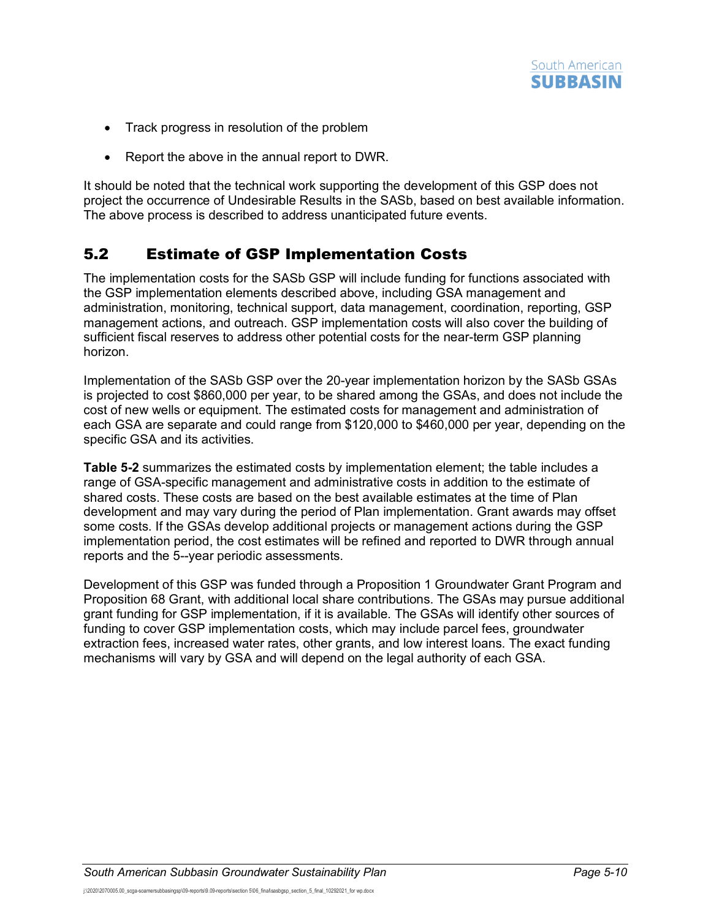- Track progress in resolution of the problem
- Report the above in the annual report to DWR.

It should be noted that the technical work supporting the development of this GSP does not project the occurrence of Undesirable Results in the SASb, based on best available information. The above process is described to address unanticipated future events.

## 5.2 Estimate of GSP Implementation Costs

The implementation costs for the SASb GSP will include funding for functions associated with the GSP implementation elements described above, including GSA management and administration, monitoring, technical support, data management, coordination, reporting, GSP management actions, and outreach. GSP implementation costs will also cover the building of sufficient fiscal reserves to address other potential costs for the near-term GSP planning horizon.

Implementation of the SASb GSP over the 20-year implementation horizon by the SASb GSAs is projected to cost $860,000 per year, to be shared among the GSAs, and does not include the cost of new wells or equipment. The estimated costs for management and administration of each GSA are separate and could range from $120,000 to $460,000 per year, depending on the specific GSA and its activities.

**Table 5-2** summarizes the estimated costs by implementation element; the table includes a range of GSA-specific management and administrative costs in addition to the estimate of shared costs. These costs are based on the best available estimates at the time of Plan development and may vary during the period of Plan implementation. Grant awards may offset some costs. If the GSAs develop additional projects or management actions during the GSP implementation period, the cost estimates will be refined and reported to DWR through annual reports and the 5--year periodic assessments.

Development of this GSP was funded through a Proposition 1 Groundwater Grant Program and Proposition 68 Grant, with additional local share contributions. The GSAs may pursue additional grant funding for GSP implementation, if it is available. The GSAs will identify other sources of funding to cover GSP implementation costs, which may include parcel fees, groundwater extraction fees, increased water rates, other grants, and low interest loans. The exact funding mechanisms will vary by GSA and will depend on the legal authority of each GSA.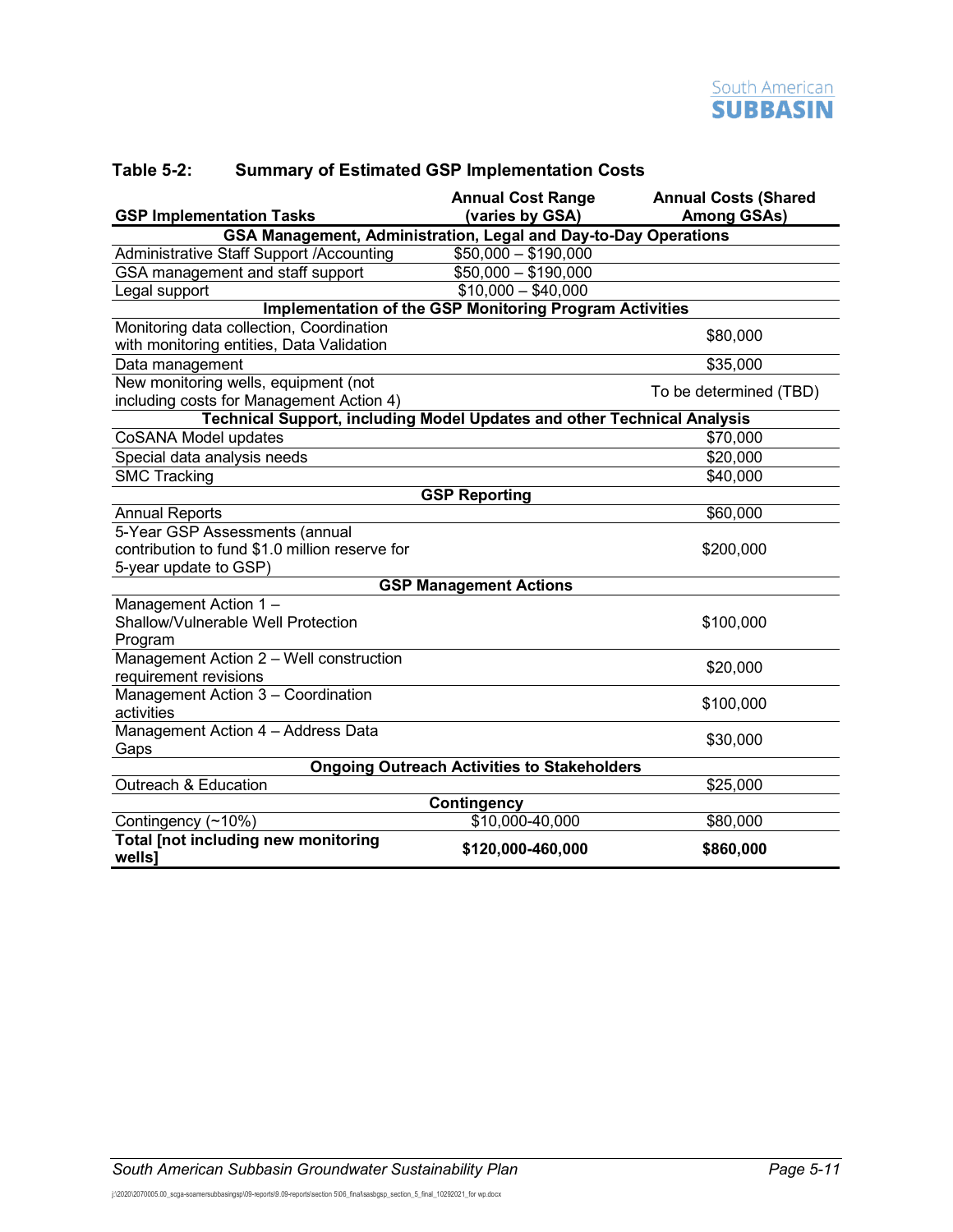**Table 5-2: Summary of Estimated GSP Implementation Costs**

| GSP Implementation Tasks | Annual Cost Range (varies by GSA) | Annual Costs (Shared Among GSAs) |
|---|---|---|
| **GSA Management, Administration, Legal and Day-to-Day Operations** | | |
| Administrative Staff Support /Accounting | \$50,000 – \$190,000 | |
| GSA management and staff support | \$50,000 – \$190,000 | |
| Legal support | \$10,000 – \$40,000 | |
| **Implementation of the GSP Monitoring Program Activities** | | |
| Monitoring data collection, Coordination with monitoring entities, Data Validation | | \$80,000 |
| Data management | | \$35,000 |
| New monitoring wells, equipment (not including costs for Management Action 4) | | To be determined (TBD) |
| **Technical Support, including Model Updates and other Technical Analysis** | | |
| CoSANA Model updates | | \$70,000 |
| Special data analysis needs | | \$20,000 |
| SMC Tracking | | \$40,000 |
| **GSP Reporting** | | |
| Annual Reports | | \$60,000 |
| 5-Year GSP Assessments (annual contribution to fund \$1.0 million reserve for 5-year update to GSP) | | \$200,000 |
| **GSP Management Actions** | | |
| Management Action 1 – Shallow/Vulnerable Well Protection Program | | \$100,000 |
| Management Action 2 – Well construction requirement revisions | | \$20,000 |
| Management Action 3 – Coordination activities | | \$100,000 |
| Management Action 4 – Address Data Gaps | | \$30,000 |
| **Ongoing Outreach Activities to Stakeholders** | | |
| Outreach & Education | | \$25,000 |
| **Contingency** | | |
| Contingency (~10%) | \$10,000-40,000 | \$80,000 |
| **Total [not including new monitoring wells]** | **\$120,000-460,000** | **\$860,000** |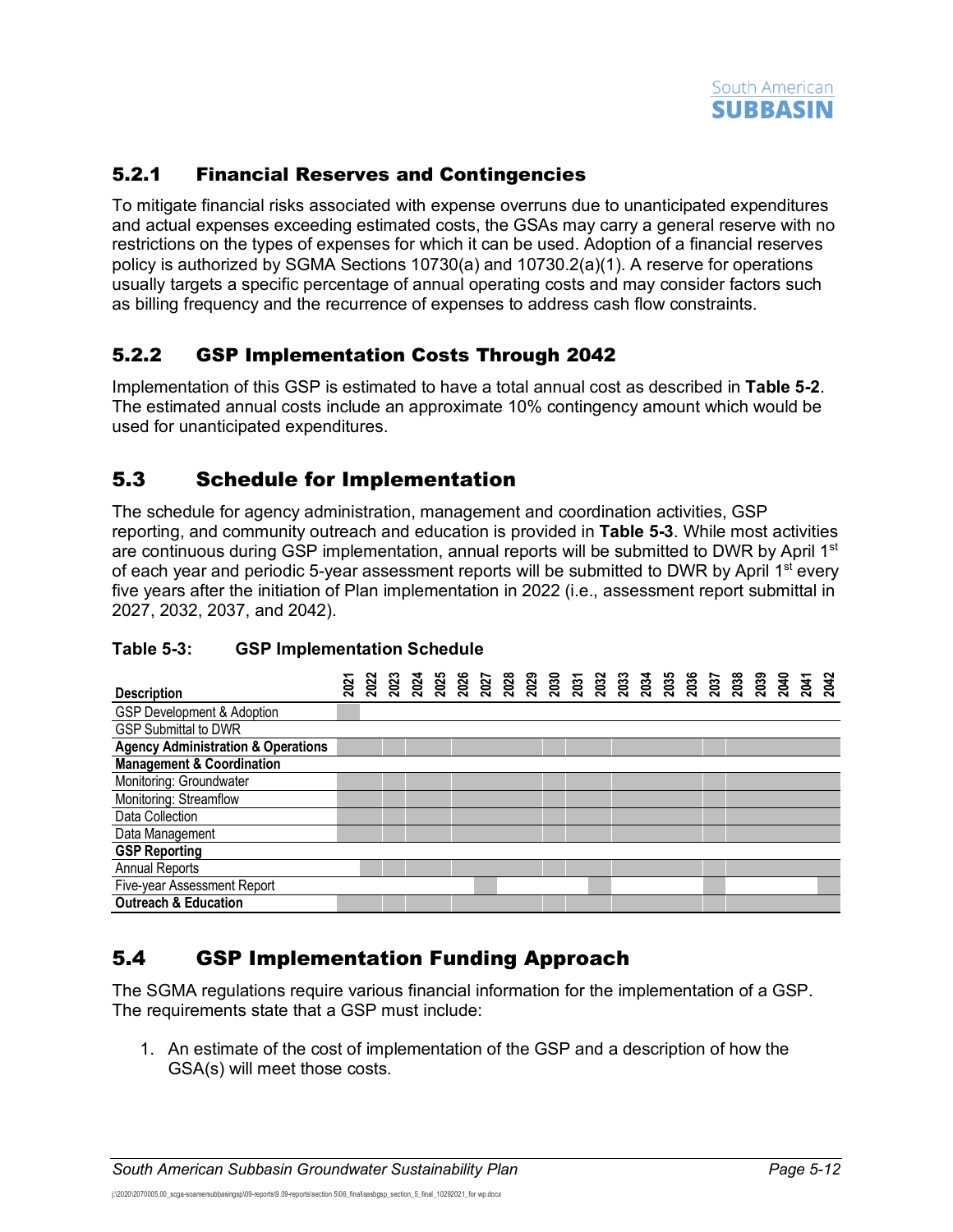### 5.2.1 Financial Reserves and Contingencies

To mitigate financial risks associated with expense overruns due to unanticipated expenditures and actual expenses exceeding estimated costs, the GSAs may carry a general reserve with no restrictions on the types of expenses for which it can be used. Adoption of a financial reserves policy is authorized by SGMA Sections 10730(a) and 10730.2(a)(1). A reserve for operations usually targets a specific percentage of annual operating costs and may consider factors such as billing frequency and the recurrence of expenses to address cash flow constraints.

### 5.2.2 GSP Implementation Costs Through 2042

Implementation of this GSP is estimated to have a total annual cost as described in **Table 5-2**. The estimated annual costs include an approximate 10% contingency amount which would be used for unanticipated expenditures.

## 5.3 Schedule for Implementation

The schedule for agency administration, management and coordination activities, GSP reporting, and community outreach and education is provided in **Table 5-3**. While most activities are continuous during GSP implementation, annual reports will be submitted to DWR by April 1st of each year and periodic 5-year assessment reports will be submitted to DWR by April 1st every five years after the initiation of Plan implementation in 2022 (i.e., assessment report submittal in 2027, 2032, 2037, and 2042).

**Table 5-3: GSP Implementation Schedule**

| Description | 2021 | 2022 | 2023 | 2024 | 2025 | 2026 | 2027 | 2028 | 2029 | 2030 | 2031 | 2032 | 2033 | 2034 | 2035 | 2036 | 2037 | 2038 | 2039 | 2040 | 2041 | 2042 |
|---|---|---|---|---|---|---|---|---|---|---|---|---|---|---|---|---|---|---|---|---|---|---|
| GSP Development & Adoption | X | | | | | | | | | | | | | | | | | | | | | |
| GSP Submittal to DWR | | | | | | | | | | | | | | | | | | | | | | |
| **Agency Administration & Operations** | X | X | X | X | X | X | X | X | X | X | X | X | X | X | X | X | X | X | X | X | X | X |
| **Management & Coordination** | | | | | | | | | | | | | | | | | | | | | | |
| Monitoring: Groundwater | X | X | X | X | X | X | X | X | X | X | X | X | X | X | X | X | X | X | X | X | X | X |
| Monitoring: Streamflow | X | X | X | X | X | X | X | X | X | X | X | X | X | X | X | X | X | X | X | X | X | X |
| Data Collection | X | X | X | X | X | X | X | X | X | X | X | X | X | X | X | X | X | X | X | X | X | X |
| Data Management | X | X | X | X | X | X | X | X | X | X | X | X | X | X | X | X | X | X | X | X | X | X |
| **GSP Reporting** | | | | | | | | | | | | | | | | | | | | | | |
| Annual Reports | | X | X | X | X | X | X | X | X | X | X | X | X | X | X | X | X | X | X | X | X | X |
| Five-year Assessment Report | | | | | | | X | | | | | X | | | | | X | | | | | X |
| **Outreach & Education** | X | X | X | X | X | X | X | X | X | X | X | X | X | X | X | X | X | X | X | X | X | X |

## 5.4 GSP Implementation Funding Approach

The SGMA regulations require various financial information for the implementation of a GSP. The requirements state that a GSP must include:

1. An estimate of the cost of implementation of the GSP and a description of how the GSA(s) will meet those costs.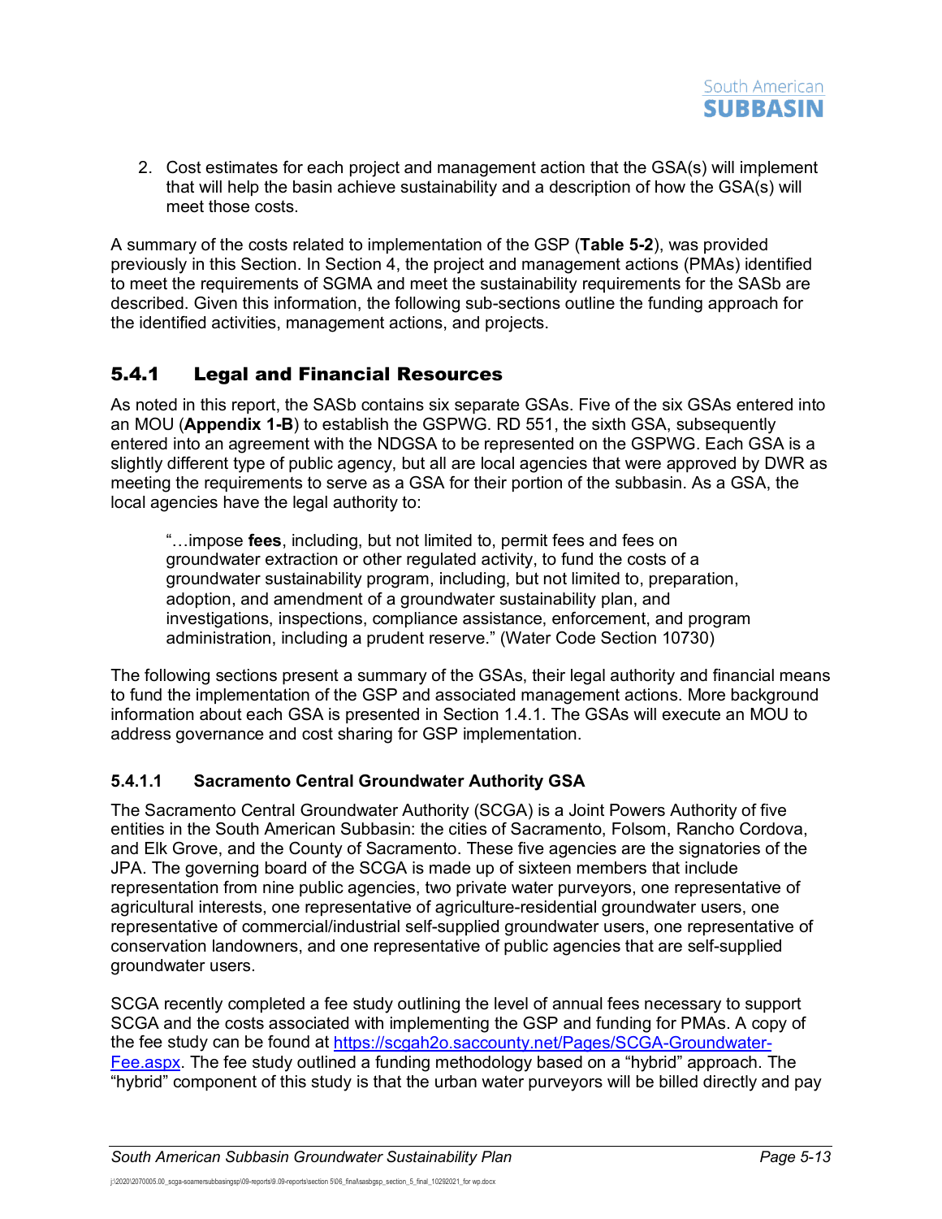2. Cost estimates for each project and management action that the GSA(s) will implement that will help the basin achieve sustainability and a description of how the GSA(s) will meet those costs.

A summary of the costs related to implementation of the GSP (**Table 5-2**), was provided previously in this Section. In Section 4, the project and management actions (PMAs) identified to meet the requirements of SGMA and meet the sustainability requirements for the SASb are described. Given this information, the following sub-sections outline the funding approach for the identified activities, management actions, and projects.

## 5.4.1 Legal and Financial Resources

As noted in this report, the SASb contains six separate GSAs. Five of the six GSAs entered into an MOU (**Appendix 1-B**) to establish the GSPWG. RD 551, the sixth GSA, subsequently entered into an agreement with the NDGSA to be represented on the GSPWG. Each GSA is a slightly different type of public agency, but all are local agencies that were approved by DWR as meeting the requirements to serve as a GSA for their portion of the subbasin. As a GSA, the local agencies have the legal authority to:

> "…impose **fees**, including, but not limited to, permit fees and fees on groundwater extraction or other regulated activity, to fund the costs of a groundwater sustainability program, including, but not limited to, preparation, adoption, and amendment of a groundwater sustainability plan, and investigations, inspections, compliance assistance, enforcement, and program administration, including a prudent reserve." (Water Code Section 10730)

The following sections present a summary of the GSAs, their legal authority and financial means to fund the implementation of the GSP and associated management actions. More background information about each GSA is presented in Section 1.4.1. The GSAs will execute an MOU to address governance and cost sharing for GSP implementation.

### 5.4.1.1 Sacramento Central Groundwater Authority GSA

The Sacramento Central Groundwater Authority (SCGA) is a Joint Powers Authority of five entities in the South American Subbasin: the cities of Sacramento, Folsom, Rancho Cordova, and Elk Grove, and the County of Sacramento. These five agencies are the signatories of the JPA. The governing board of the SCGA is made up of sixteen members that include representation from nine public agencies, two private water purveyors, one representative of agricultural interests, one representative of agriculture-residential groundwater users, one representative of commercial/industrial self-supplied groundwater users, one representative of conservation landowners, and one representative of public agencies that are self-supplied groundwater users.

SCGA recently completed a fee study outlining the level of annual fees necessary to support SCGA and the costs associated with implementing the GSP and funding for PMAs. A copy of the fee study can be found at https://scgah2o.saccounty.net/Pages/SCGA-Groundwater-Fee.aspx. The fee study outlined a funding methodology based on a "hybrid" approach. The "hybrid" component of this study is that the urban water purveyors will be billed directly and pay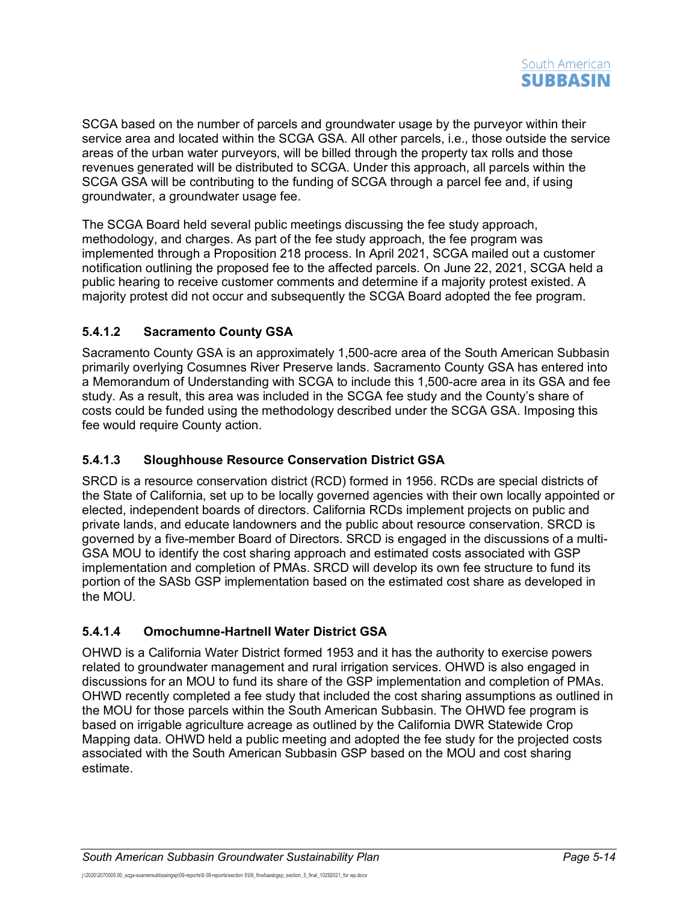SCGA based on the number of parcels and groundwater usage by the purveyor within their service area and located within the SCGA GSA. All other parcels, i.e., those outside the service areas of the urban water purveyors, will be billed through the property tax rolls and those revenues generated will be distributed to SCGA. Under this approach, all parcels within the SCGA GSA will be contributing to the funding of SCGA through a parcel fee and, if using groundwater, a groundwater usage fee.

The SCGA Board held several public meetings discussing the fee study approach, methodology, and charges. As part of the fee study approach, the fee program was implemented through a Proposition 218 process. In April 2021, SCGA mailed out a customer notification outlining the proposed fee to the affected parcels. On June 22, 2021, SCGA held a public hearing to receive customer comments and determine if a majority protest existed. A majority protest did not occur and subsequently the SCGA Board adopted the fee program.

#### 5.4.1.2 Sacramento County GSA

Sacramento County GSA is an approximately 1,500-acre area of the South American Subbasin primarily overlying Cosumnes River Preserve lands. Sacramento County GSA has entered into a Memorandum of Understanding with SCGA to include this 1,500-acre area in its GSA and fee study. As a result, this area was included in the SCGA fee study and the County's share of costs could be funded using the methodology described under the SCGA GSA. Imposing this fee would require County action.

#### 5.4.1.3 Sloughhouse Resource Conservation District GSA

SRCD is a resource conservation district (RCD) formed in 1956. RCDs are special districts of the State of California, set up to be locally governed agencies with their own locally appointed or elected, independent boards of directors. California RCDs implement projects on public and private lands, and educate landowners and the public about resource conservation. SRCD is governed by a five-member Board of Directors. SRCD is engaged in the discussions of a multi-GSA MOU to identify the cost sharing approach and estimated costs associated with GSP implementation and completion of PMAs. SRCD will develop its own fee structure to fund its portion of the SASb GSP implementation based on the estimated cost share as developed in the MOU.

#### 5.4.1.4 Omochumne-Hartnell Water District GSA

OHWD is a California Water District formed 1953 and it has the authority to exercise powers related to groundwater management and rural irrigation services. OHWD is also engaged in discussions for an MOU to fund its share of the GSP implementation and completion of PMAs. OHWD recently completed a fee study that included the cost sharing assumptions as outlined in the MOU for those parcels within the South American Subbasin. The OHWD fee program is based on irrigable agriculture acreage as outlined by the California DWR Statewide Crop Mapping data. OHWD held a public meeting and adopted the fee study for the projected costs associated with the South American Subbasin GSP based on the MOU and cost sharing estimate.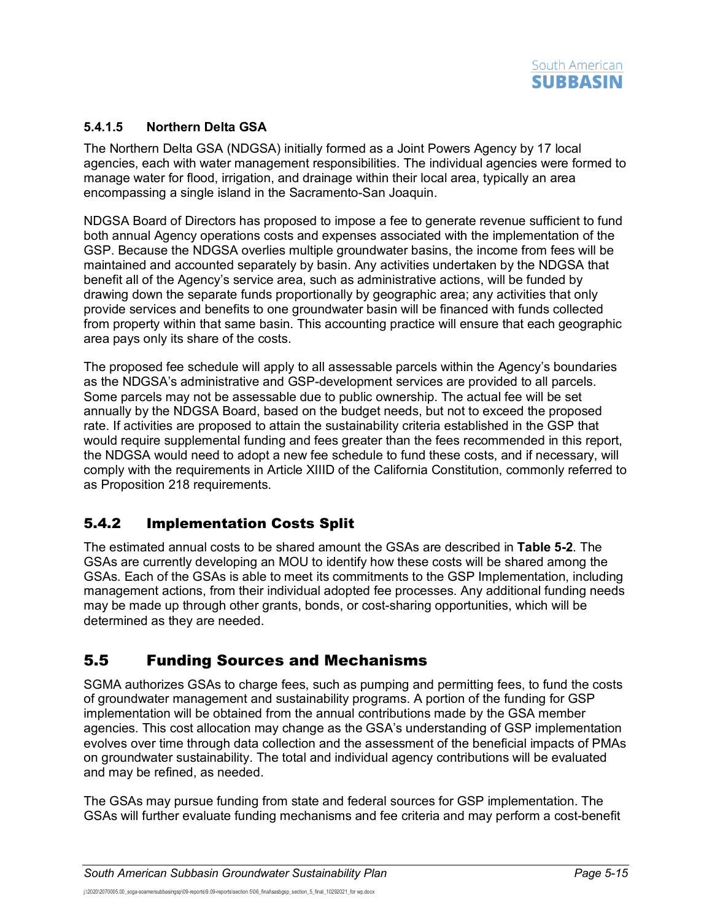#### 5.4.1.5 Northern Delta GSA

The Northern Delta GSA (NDGSA) initially formed as a Joint Powers Agency by 17 local agencies, each with water management responsibilities. The individual agencies were formed to manage water for flood, irrigation, and drainage within their local area, typically an area encompassing a single island in the Sacramento-San Joaquin.

NDGSA Board of Directors has proposed to impose a fee to generate revenue sufficient to fund both annual Agency operations costs and expenses associated with the implementation of the GSP. Because the NDGSA overlies multiple groundwater basins, the income from fees will be maintained and accounted separately by basin. Any activities undertaken by the NDGSA that benefit all of the Agency's service area, such as administrative actions, will be funded by drawing down the separate funds proportionally by geographic area; any activities that only provide services and benefits to one groundwater basin will be financed with funds collected from property within that same basin. This accounting practice will ensure that each geographic area pays only its share of the costs.

The proposed fee schedule will apply to all assessable parcels within the Agency's boundaries as the NDGSA's administrative and GSP-development services are provided to all parcels. Some parcels may not be assessable due to public ownership. The actual fee will be set annually by the NDGSA Board, based on the budget needs, but not to exceed the proposed rate. If activities are proposed to attain the sustainability criteria established in the GSP that would require supplemental funding and fees greater than the fees recommended in this report, the NDGSA would need to adopt a new fee schedule to fund these costs, and if necessary, will comply with the requirements in Article XIIID of the California Constitution, commonly referred to as Proposition 218 requirements.

### 5.4.2 Implementation Costs Split

The estimated annual costs to be shared amount the GSAs are described in **Table 5-2**. The GSAs are currently developing an MOU to identify how these costs will be shared among the GSAs. Each of the GSAs is able to meet its commitments to the GSP Implementation, including management actions, from their individual adopted fee processes. Any additional funding needs may be made up through other grants, bonds, or cost-sharing opportunities, which will be determined as they are needed.

## 5.5 Funding Sources and Mechanisms

SGMA authorizes GSAs to charge fees, such as pumping and permitting fees, to fund the costs of groundwater management and sustainability programs. A portion of the funding for GSP implementation will be obtained from the annual contributions made by the GSA member agencies. This cost allocation may change as the GSA's understanding of GSP implementation evolves over time through data collection and the assessment of the beneficial impacts of PMAs on groundwater sustainability. The total and individual agency contributions will be evaluated and may be refined, as needed.

The GSAs may pursue funding from state and federal sources for GSP implementation. The GSAs will further evaluate funding mechanisms and fee criteria and may perform a cost-benefit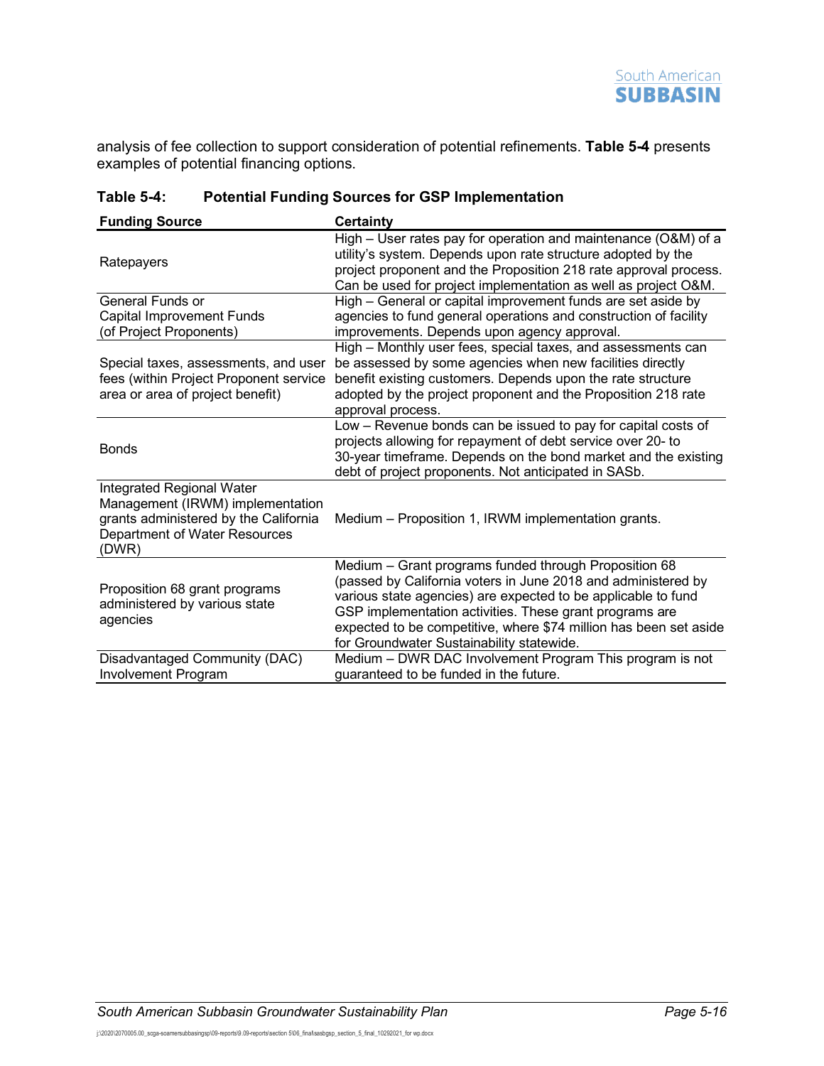analysis of fee collection to support consideration of potential refinements. **Table 5-4** presents examples of potential financing options.

**Table 5-4: Potential Funding Sources for GSP Implementation**

| Funding Source | Certainty |
|---|---|
| Ratepayers | High – User rates pay for operation and maintenance (O&M) of a utility's system. Depends upon rate structure adopted by the project proponent and the Proposition 218 rate approval process. Can be used for project implementation as well as project O&M. |
| General Funds or Capital Improvement Funds (of Project Proponents) | High – General or capital improvement funds are set aside by agencies to fund general operations and construction of facility improvements. Depends upon agency approval. |
| Special taxes, assessments, and user fees (within Project Proponent service area or area of project benefit) | High – Monthly user fees, special taxes, and assessments can be assessed by some agencies when new facilities directly benefit existing customers. Depends upon the rate structure adopted by the project proponent and the Proposition 218 rate approval process. |
| Bonds | Low – Revenue bonds can be issued to pay for capital costs of projects allowing for repayment of debt service over 20- to 30-year timeframe. Depends on the bond market and the existing debt of project proponents. Not anticipated in SASb. |
| Integrated Regional Water Management (IRWM) implementation grants administered by the California Department of Water Resources (DWR) | Medium – Proposition 1, IRWM implementation grants. |
| Proposition 68 grant programs administered by various state agencies | Medium – Grant programs funded through Proposition 68 (passed by California voters in June 2018 and administered by various state agencies) are expected to be applicable to fund GSP implementation activities. These grant programs are expected to be competitive, where $74 million has been set aside for Groundwater Sustainability statewide. |
| Disadvantaged Community (DAC) Involvement Program | Medium – DWR DAC Involvement Program This program is not guaranteed to be funded in the future. |